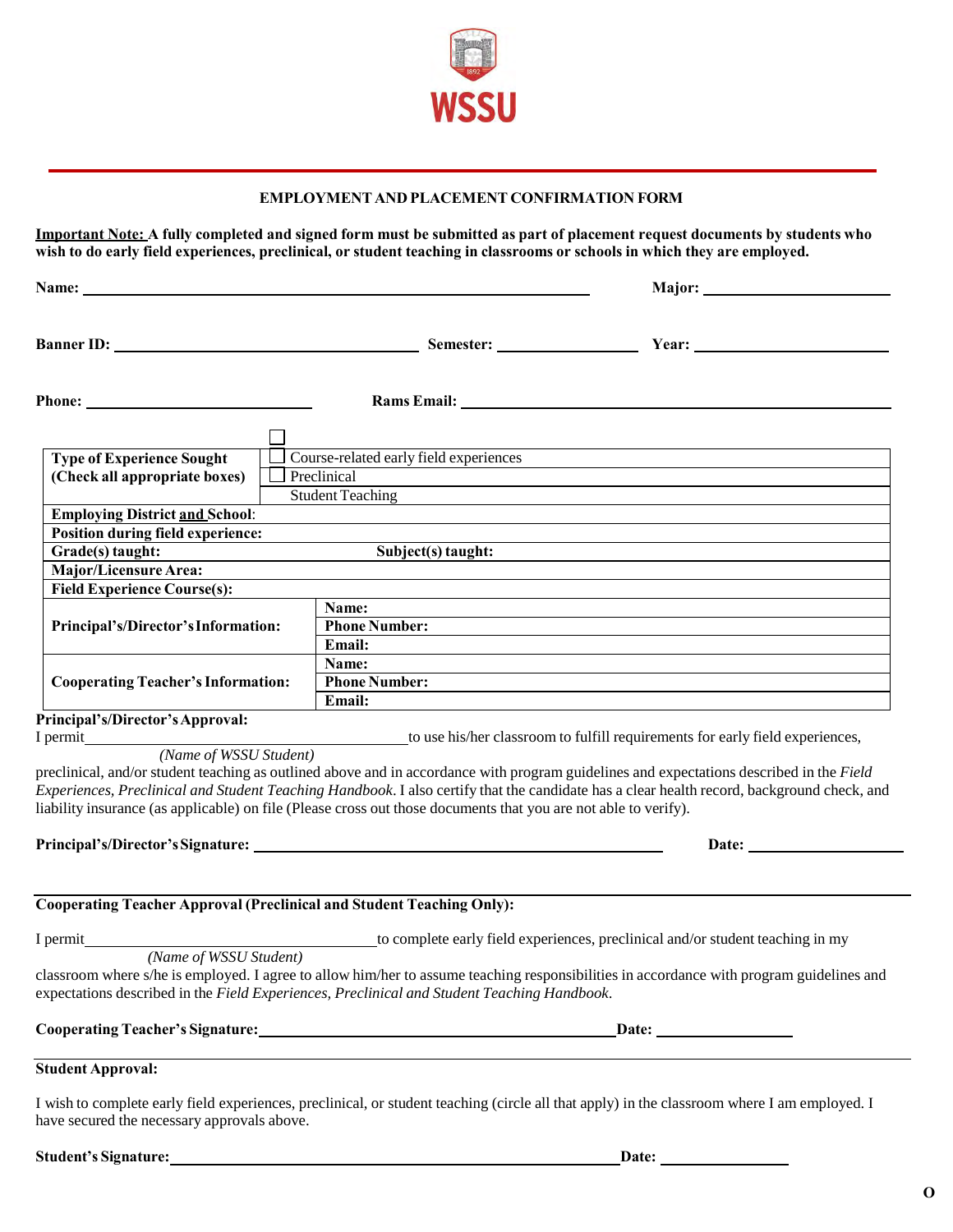WSSU

# EMPLOYMENT AND PLACEMENT CONFIRMATION FORM

**Important Note: A fully completed and signed form must be submitted as part of placement request documents by students who wish to do early field experiences, preclinical, or student teaching in classrooms or schools in which they are employed.**

**Name:** ______________________________ **Major:** ______________________________

**Banner ID:** ______________________________ **Semester:** ______________ **Year:** ______________

**Phone:** ______________________________ **Rams Email:** ______________________________

| | | |
|---|---|---|
| **Type of Experience Sought (Check all appropriate boxes)** | ☐ Course-related early field experiences | |
| | ☐ Preclinical | |
| | ☐ Student Teaching | |
| **Employing District and School:** | | |
| **Position during field experience:** | | |
| **Grade(s) taught:** | **Subject(s) taught:** | |
| **Major/Licensure Area:** | | |
| **Field Experience Course(s):** | | |
| **Principal's/Director's Information:** | **Name:** | |
| | **Phone Number:** | |
| | **Email:** | |
| **Cooperating Teacher's Information:** | **Name:** | |
| | **Phone Number:** | |
| | **Email:** | |

**Principal's/Director's Approval:**

I permit ______________________________ to use his/her classroom to fulfill requirements for early field experiences,
*(Name of WSSU Student)*
preclinical, and/or student teaching as outlined above and in accordance with program guidelines and expectations described in the *Field Experiences, Preclinical and Student Teaching Handbook*. I also certify that the candidate has a clear health record, background check, and liability insurance (as applicable) on file (Please cross out those documents that you are not able to verify).

**Principal's/Director's Signature:** ______________________________ **Date:** ______________

**Cooperating Teacher Approval (Preclinical and Student Teaching Only):**

I permit ______________________________ to complete early field experiences, preclinical and/or student teaching in my
*(Name of WSSU Student)*
classroom where s/he is employed. I agree to allow him/her to assume teaching responsibilities in accordance with program guidelines and expectations described in the *Field Experiences, Preclinical and Student Teaching Handbook*.

**Cooperating Teacher's Signature:** ______________________________ **Date:** ______________

**Student Approval:**

I wish to complete early field experiences, preclinical, or student teaching (circle all that apply) in the classroom where I am employed. I have secured the necessary approvals above.

**Student's Signature:** ______________________________ **Date:** ______________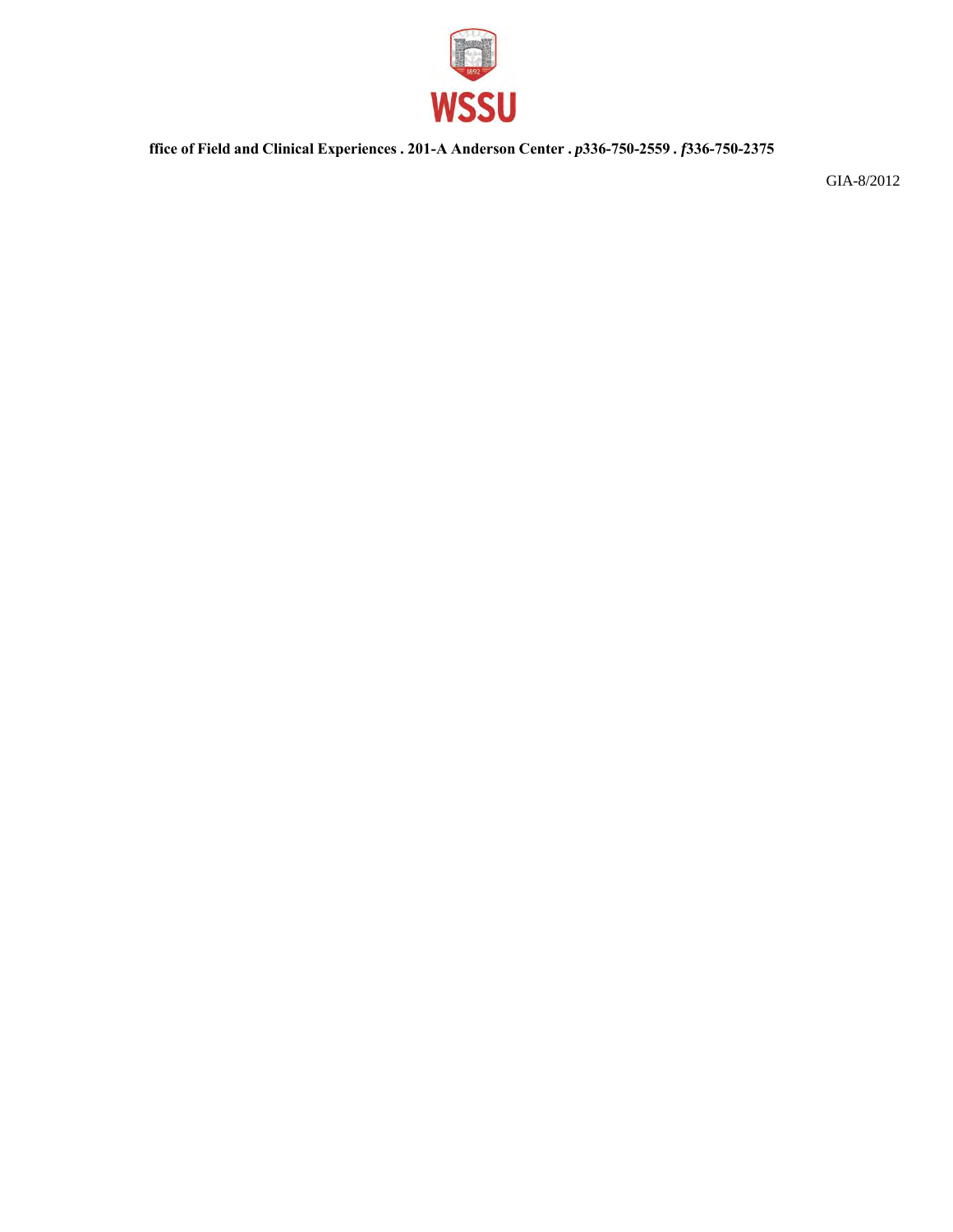**ffice of Field and Clinical Experiences . 201-A Anderson Center . *p*336-750-2559 . *f*336-750-2375**

GIA-8/2012